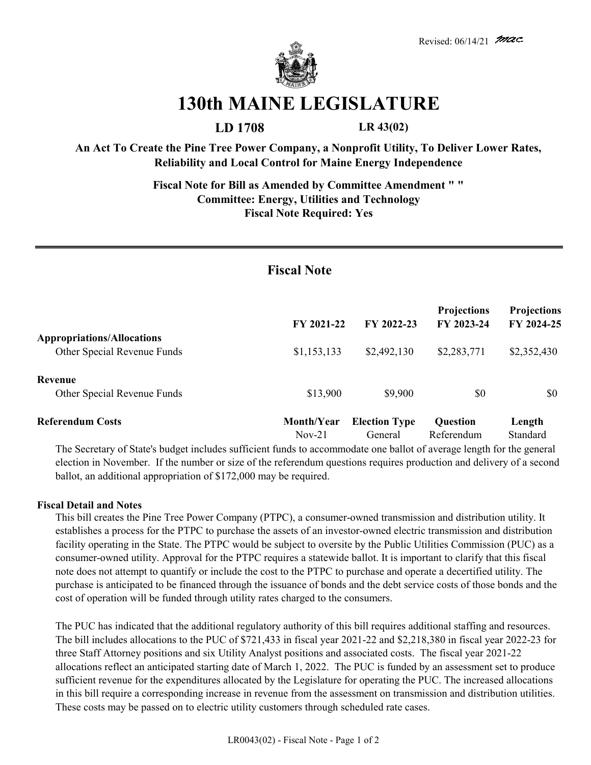Revised: 06/14/21 mac

# 130th MAINE LEGISLATURE

**LD 1708** **LR 43(02)**

**An Act To Create the Pine Tree Power Company, a Nonprofit Utility, To Deliver Lower Rates, Reliability and Local Control for Maine Energy Independence**

**Fiscal Note for Bill as Amended by Committee Amendment " "**
**Committee: Energy, Utilities and Technology**
**Fiscal Note Required: Yes**

## Fiscal Note

| | FY 2021-22 | FY 2022-23 | Projections FY 2023-24 | Projections FY 2024-25 |
|---|---|---|---|---|
| **Appropriations/Allocations** | | | | |
| Other Special Revenue Funds | $1,153,133 | $2,492,130 | $2,283,771 | $2,352,430 |
| **Revenue** | | | | |
| Other Special Revenue Funds | $13,900 | $9,900 | $0 | $0 |

| **Referendum Costs** | **Month/Year** | **Election Type** | **Question** | **Length** |
|---|---|---|---|---|
| | Nov-21 | General | Referendum | Standard |

The Secretary of State's budget includes sufficient funds to accommodate one ballot of average length for the general election in November. If the number or size of the referendum questions requires production and delivery of a second ballot, an additional appropriation of $172,000 may be required.

**Fiscal Detail and Notes**

This bill creates the Pine Tree Power Company (PTPC), a consumer-owned transmission and distribution utility. It establishes a process for the PTPC to purchase the assets of an investor-owned electric transmission and distribution facility operating in the State. The PTPC would be subject to oversite by the Public Utilities Commission (PUC) as a consumer-owned utility. Approval for the PTPC requires a statewide ballot. It is important to clarify that this fiscal note does not attempt to quantify or include the cost to the PTPC to purchase and operate a decertified utility. The purchase is anticipated to be financed through the issuance of bonds and the debt service costs of those bonds and the cost of operation will be funded through utility rates charged to the consumers.

The PUC has indicated that the additional regulatory authority of this bill requires additional staffing and resources. The bill includes allocations to the PUC of $721,433 in fiscal year 2021-22 and $2,218,380 in fiscal year 2022-23 for three Staff Attorney positions and six Utility Analyst positions and associated costs. The fiscal year 2021-22 allocations reflect an anticipated starting date of March 1, 2022. The PUC is funded by an assessment set to produce sufficient revenue for the expenditures allocated by the Legislature for operating the PUC. The increased allocations in this bill require a corresponding increase in revenue from the assessment on transmission and distribution utilities. These costs may be passed on to electric utility customers through scheduled rate cases.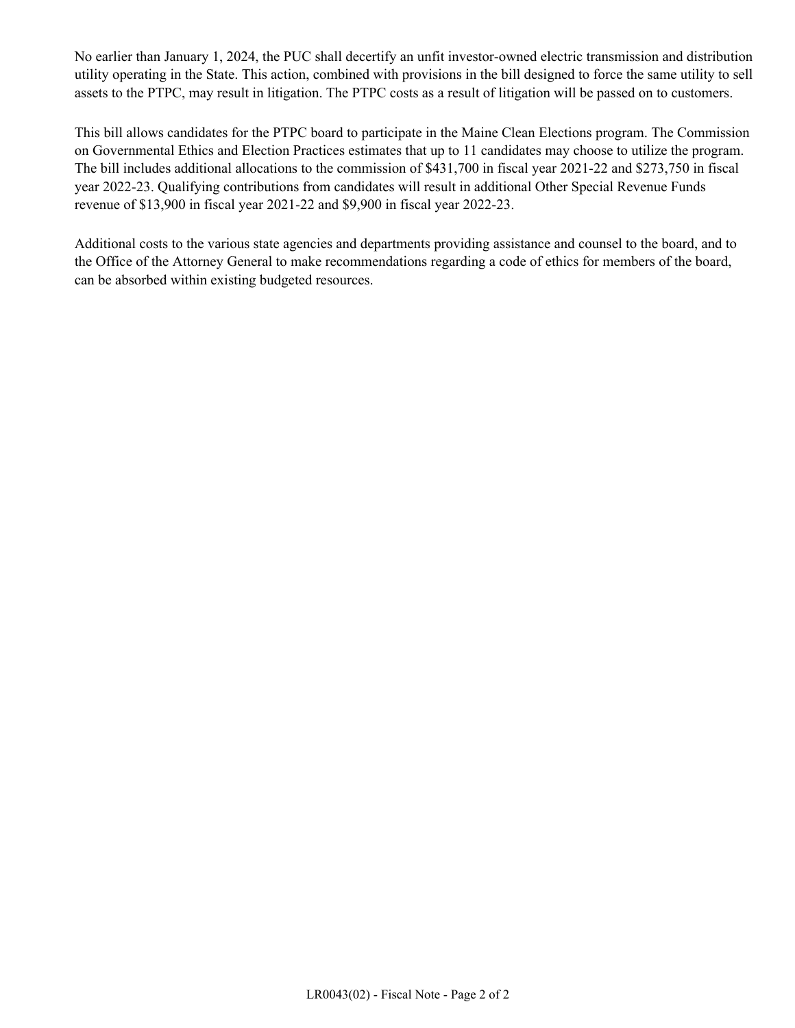No earlier than January 1, 2024, the PUC shall decertify an unfit investor-owned electric transmission and distribution utility operating in the State. This action, combined with provisions in the bill designed to force the same utility to sell assets to the PTPC, may result in litigation. The PTPC costs as a result of litigation will be passed on to customers.

This bill allows candidates for the PTPC board to participate in the Maine Clean Elections program. The Commission on Governmental Ethics and Election Practices estimates that up to 11 candidates may choose to utilize the program. The bill includes additional allocations to the commission of $431,700 in fiscal year 2021-22 and $273,750 in fiscal year 2022-23. Qualifying contributions from candidates will result in additional Other Special Revenue Funds revenue of $13,900 in fiscal year 2021-22 and $9,900 in fiscal year 2022-23.

Additional costs to the various state agencies and departments providing assistance and counsel to the board, and to the Office of the Attorney General to make recommendations regarding a code of ethics for members of the board, can be absorbed within existing budgeted resources.